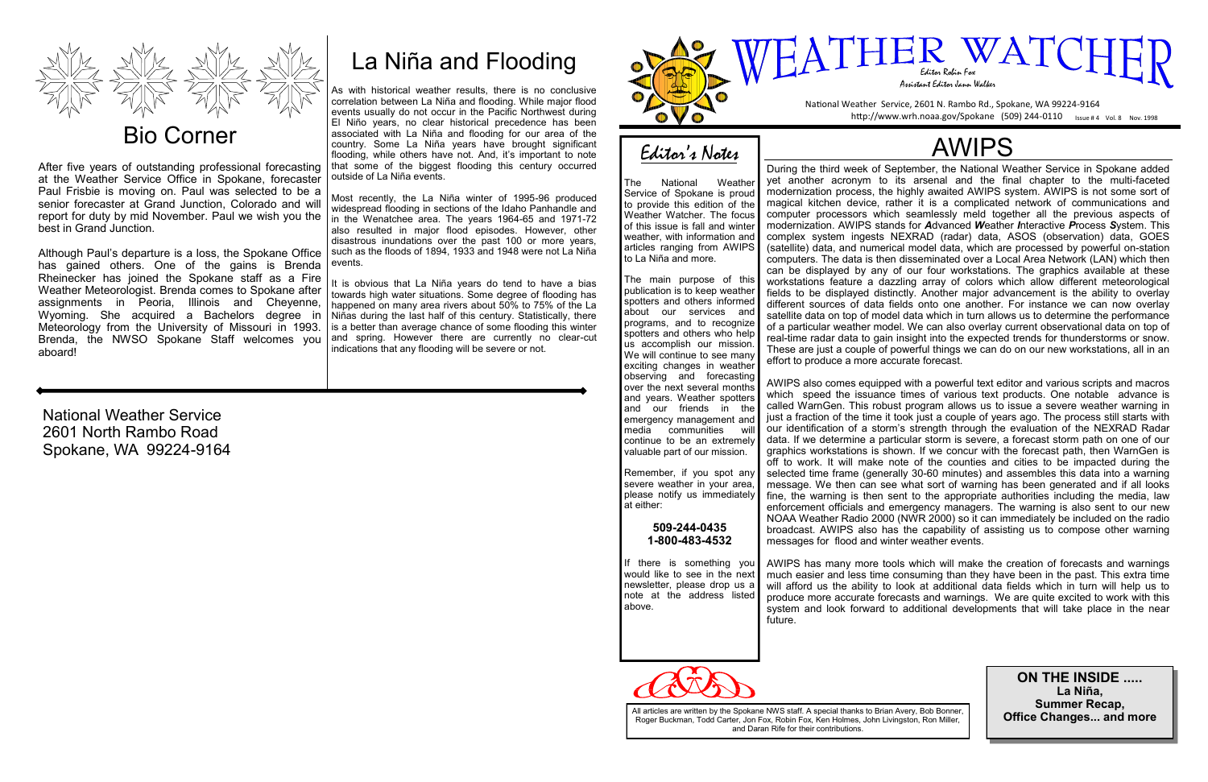# WEATHER WATCHER

Editor Robin Fox
Assistant Editor Jann Walker

National Weather Service, 2601 N. Rambo Rd., Spokane, WA 99224-9164
http://www.wrh.noaa.gov/Spokane (509) 244-0110 Issue # 4 Vol. 8 Nov. 1998

## Editor's Notes

The National Weather Service of Spokane is proud to provide this edition of the Weather Watcher. The focus of this issue is fall and winter weather, with information and articles ranging from AWIPS to La Niña and more.

The main purpose of this publication is to keep weather spotters and others informed about our services and programs, and to recognize spotters and others who help us accomplish our mission. We will continue to see many exciting changes in weather observing and forecasting over the next several months and years. Weather spotters and our friends in the emergency management and media communities will continue to be an extremely valuable part of our mission.

Remember, if you spot any severe weather in your area, please notify us immediately at either:

**509-244-0435**
**1-800-483-4532**

If there is something you would like to see in the next newsletter, please drop us a note at the address listed above.

## AWIPS

During the third week of September, the National Weather Service in Spokane added yet another acronym to its arsenal and the final chapter to the multi-faceted modernization process, the highly awaited AWIPS system. AWIPS is not some sort of magical kitchen device, rather it is a complicated network of communications and computer processors which seamlessly meld together all the previous aspects of modernization. AWIPS stands for ***A**dvanced **W**eather **I**nteractive **P**rocess **S**ystem*. This complex system ingests NEXRAD (radar) data, ASOS (observation) data, GOES (satellite) data, and numerical model data, which are processed by powerful on-station computers. The data is then disseminated over a Local Area Network (LAN) which then can be displayed by any of our four workstations. The graphics available at these workstations feature a dazzling array of colors which allow different meteorological fields to be displayed distinctly. Another major advancement is the ability to overlay different sources of data fields onto one another. For instance we can now overlay satellite data on top of model data which in turn allows us to determine the performance of a particular weather model. We can also overlay current observational data on top of real-time radar data to gain insight into the expected trends for thunderstorms or snow. These are just a couple of powerful things we can do on our new workstations, all in an effort to produce a more accurate forecast.

AWIPS also comes equipped with a powerful text editor and various scripts and macros which speed the issuance times of various text products. One notable advance is called WarnGen. This robust program allows us to issue a severe weather warning in just a fraction of the time it took just a couple of years ago. The process still starts with our identification of a storm's strength through the evaluation of the NEXRAD Radar data. If we determine a particular storm is severe, a forecast storm path on one of our graphics workstations is shown. If we concur with the forecast path, then WarnGen is off to work. It will make note of the counties and cities to be impacted during the selected time frame (generally 30-60 minutes) and assembles this data into a warning message. We then can see what sort of warning has been generated and if all looks fine, the warning is then sent to the appropriate authorities including the media, law enforcement officials and emergency managers. The warning is also sent to our new NOAA Weather Radio 2000 (NWR 2000) so it can immediately be included on the radio broadcast. AWIPS also has the capability of assisting us to compose other warning messages for flood and winter weather events.

AWIPS has many more tools which will make the creation of forecasts and warnings much easier and less time consuming than they have been in the past. This extra time will afford us the ability to look at additional data fields which in turn will help us to produce more accurate forecasts and warnings. We are quite excited to work with this system and look forward to additional developments that will take place in the near future.

All articles are written by the Spokane NWS staff. A special thanks to Brian Avery, Bob Bonner, Roger Buckman, Todd Carter, Jon Fox, Robin Fox, Ken Holmes, John Livingston, Ron Miller, and Daran Rife for their contributions.

**ON THE INSIDE .....**
**La Niña,**
**Summer Recap,**
**Office Changes... and more**

## Bio Corner

After five years of outstanding professional forecasting at the Weather Service Office in Spokane, forecaster Paul Frisbie is moving on. Paul was selected to be a senior forecaster at Grand Junction, Colorado and will report for duty by mid November. Paul we wish you the best in Grand Junction.

Although Paul's departure is a loss, the Spokane Office has gained others. One of the gains is Brenda Rheinecker has joined the Spokane staff as a Fire Weather Meteorologist. Brenda comes to Spokane after assignments in Peoria, Illinois and Cheyenne, Wyoming. She acquired a Bachelors degree in Meteorology from the University of Missouri in 1993. Brenda, the NWSO Spokane Staff welcomes you aboard!

## La Niña and Flooding

As with historical weather results, there is no conclusive correlation between La Niña and flooding. While major flood events usually do not occur in the Pacific Northwest during El Niño years, no clear historical precedence has been associated with La Niña and flooding for our area of the country. Some La Niña years have brought significant flooding, while others have not. And, it's important to note that some of the biggest flooding this century occurred outside of La Niña events.

Most recently, the La Niña winter of 1995-96 produced widespread flooding in sections of the Idaho Panhandle and in the Wenatchee area. The years 1964-65 and 1971-72 also resulted in major flood episodes. However, other disastrous inundations over the past 100 or more years, such as the floods of 1894, 1933 and 1948 were not La Niña events.

It is obvious that La Niña years do tend to have a bias towards high water situations. Some degree of flooding has happened on many area rivers about 50% to 75% of the La Niñas during the last half of this century. Statistically, there is a better than average chance of some flooding this winter and spring. However there are currently no clear-cut indications that any flooding will be severe or not.

National Weather Service
2601 North Rambo Road
Spokane, WA 99224-9164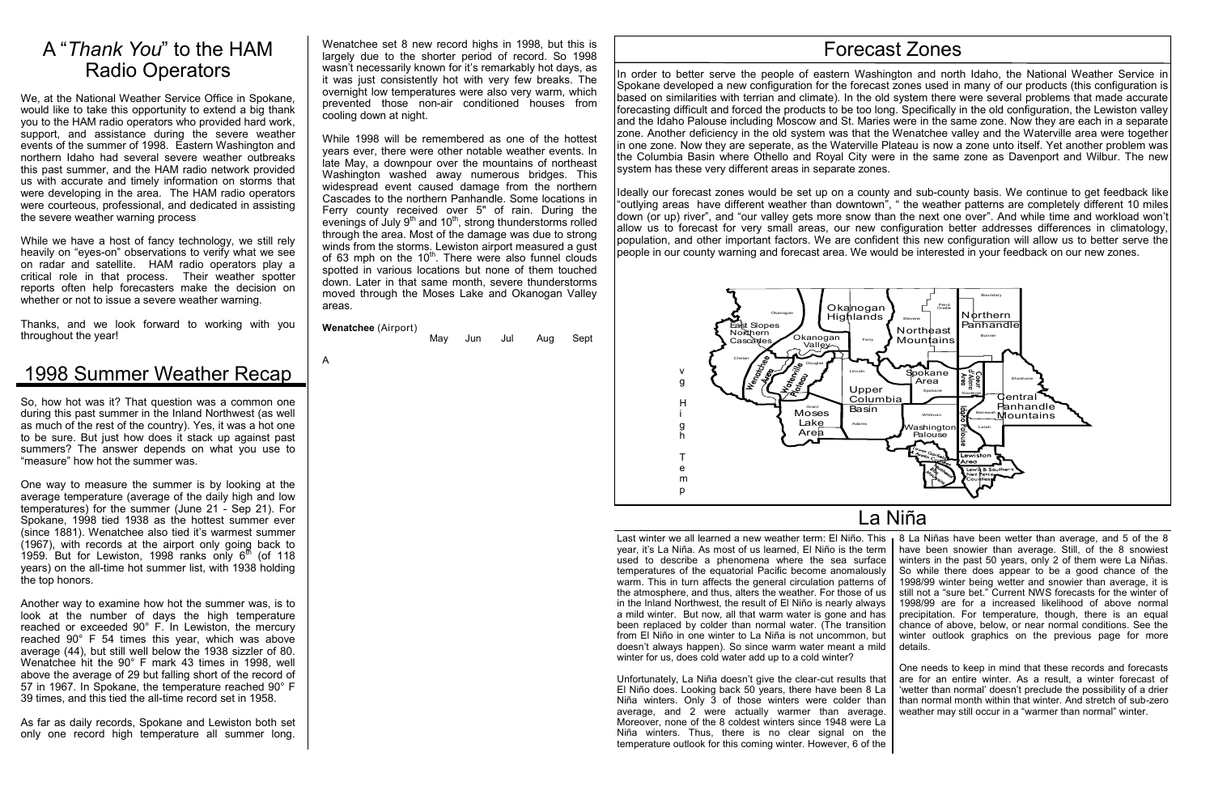# A "*Thank You*" to the HAM Radio Operators

We, at the National Weather Service Office in Spokane, would like to take this opportunity to extend a big thank you to the HAM radio operators who provided hard work, support, and assistance during the severe weather events of the summer of 1998. Eastern Washington and northern Idaho had several severe weather outbreaks this past summer, and the HAM radio network provided us with accurate and timely information on storms that were developing in the area. The HAM radio operators were courteous, professional, and dedicated in assisting the severe weather warning process

While we have a host of fancy technology, we still rely heavily on "eyes-on" observations to verify what we see on radar and satellite. HAM radio operators play a critical role in that process. Their weather spotter reports often help forecasters make the decision on whether or not to issue a severe weather warning.

Thanks, and we look forward to working with you throughout the year!

# 1998 Summer Weather Recap

So, how hot was it? That question was a common one during this past summer in the Inland Northwest (as well as much of the rest of the country). Yes, it was a hot one to be sure. But just how does it stack up against past summers? The answer depends on what you use to "measure" how hot the summer was.

One way to measure the summer is by looking at the average temperature (average of the daily high and low temperatures) for the summer (June 21 - Sep 21). For Spokane, 1998 tied 1938 as the hottest summer ever (since 1881). Wenatchee also tied it's warmest summer (1967), with records at the airport only going back to 1959. But for Lewiston, 1998 ranks only 6th (of 118 years) on the all-time hot summer list, with 1938 holding the top honors.

Another way to examine how hot the summer was, is to look at the number of days the high temperature reached or exceeded 90° F. In Lewiston, the mercury reached 90° F 54 times this year, which was above average (44), but still well below the 1938 sizzler of 80. Wenatchee hit the 90° F mark 43 times in 1998, well above the average of 29 but falling short of the record of 57 in 1967. In Spokane, the temperature reached 90° F 39 times, and this tied the all-time record set in 1958.

As far as daily records, Spokane and Lewiston both set only one record high temperature all summer long. Wenatchee set 8 new record highs in 1998, but this is largely due to the shorter period of record. So 1998 wasn't necessarily known for it's remarkably hot days, as it was just consistently hot with very few breaks. The overnight low temperatures were also very warm, which prevented those non-air conditioned houses from cooling down at night.

While 1998 will be remembered as one of the hottest years ever, there were other notable weather events. In late May, a downpour over the mountains of northeast Washington washed away numerous bridges. This widespread event caused damage from the northern Cascades to the northern Panhandle. Some locations in Ferry county received over 5" of rain. During the evenings of July 9th and 10th, strong thunderstorms rolled through the area. Most of the damage was due to strong winds from the storms. Lewiston airport measured a gust of 63 mph on the 10th. There were also funnel clouds spotted in various locations but none of them touched down. Later in that same month, severe thunderstorms moved through the Moses Lake and Okanogan Valley areas.

**Wenatchee** (Airport)

May Jun Jul Aug Sept

A

v g

H i g h

T e m p

# Forecast Zones

In order to better serve the people of eastern Washington and north Idaho, the National Weather Service in Spokane developed a new configuration for the forecast zones used in many of our products (this configuration is based on similarities with terrian and climate). In the old system there were several problems that made accurate forecasting difficult and forced the products to be too long. Specifically in the old configuration, the Lewiston valley and the Idaho Palouse including Moscow and St. Maries were in the same zone. Now they are each in a separate zone. Another deficiency in the old system was that the Wenatchee valley and the Waterville area were together in one zone. Now they are separate, as the Waterville Plateau is now a zone unto itself. Yet another problem was the Columbia Basin where Othello and Royal City were in the same zone as Davenport and Wilbur. The new system has these very different areas in separate zones.

Ideally our forecast zones would be set up on a county and sub-county basis. We continue to get feedback like "outlying areas have different weather than downtown", " the weather patterns are completely different 10 miles down (or up) river", and "our valley gets more snow than the next one over". And while time and workload won't allow us to forecast for very small areas, our new configuration better addresses differences in climatology, population, and other important factors. We are confident this new configuration will allow us to better serve the people in our county warning and forecast area. We would be interested in your feedback on our new zones.

East Slopes Northern Cascades
Okanogan Highlands
Okanogan Valley
Northeast Mountains
Northern Panhandle
Wenatchee Area
Waterville Plateau
Upper Columbia Basin
Spokane Area
Coeur d'Alene Area
Central Panhandle Mountains
Moses Lake Area
Washington Palouse
Idaho Palouse
Lower Garfield & Asotin Counties
Lewiston Area
Lewis & Southern Nez Perce Counties
Okanogan, Chelan, Douglas, Ferry, Stevens, Pend Oreille, Boundary, Bonner, Lincoln, Spokane, Kootenai, Shoshone, Grant, Adams, Whitman, Benewah, Latah

# La Niña

Last winter we all learned a new weather term: El Niño. This year, it's La Niña. As most of us learned, El Niño is the term used to describe a phenomena where the sea surface temperatures of the equatorial Pacific become anomalously warm. This in turn affects the general circulation patterns of the atmosphere, and thus, alters the weather. For those of us in the Inland Northwest, the result of El Niño is nearly always a mild winter. But now, all that warm water is gone and has been replaced by colder than normal water. (The transition from El Niño in one winter to La Niña is not uncommon, but doesn't always happen). So since warm water meant a mild winter for us, does cold water add up to a cold winter?

Unfortunately, La Niña doesn't give the clear-cut results that El Niño does. Looking back 50 years, there have been 8 La Niña winters. Only 3 of those winters were colder than average, and 2 were actually warmer than average. Moreover, none of the 8 coldest winters since 1948 were La Niña winters. Thus, there is no clear signal on the temperature outlook for this coming winter. However, 6 of the 8 La Niñas have been wetter than average, and 5 of the 8 have been snowier than average. Still, of the 8 snowiest winters in the past 50 years, only 2 of them were La Niñas. So while there does appear to be a good chance of the 1998/99 winter being wetter and snowier than average, it is still not a "sure bet." Current NWS forecasts for the winter of 1998/99 are for a increased likelihood of above normal precipitation. For temperature, though, there is an equal chance of above, below, or near normal conditions. See the winter outlook graphics on the previous page for more details.

One needs to keep in mind that these records and forecasts are for an entire winter. As a result, a winter forecast of 'wetter than normal' doesn't preclude the possibility of a drier than normal month within that winter. And stretch of sub-zero weather may still occur in a "warmer than normal" winter.